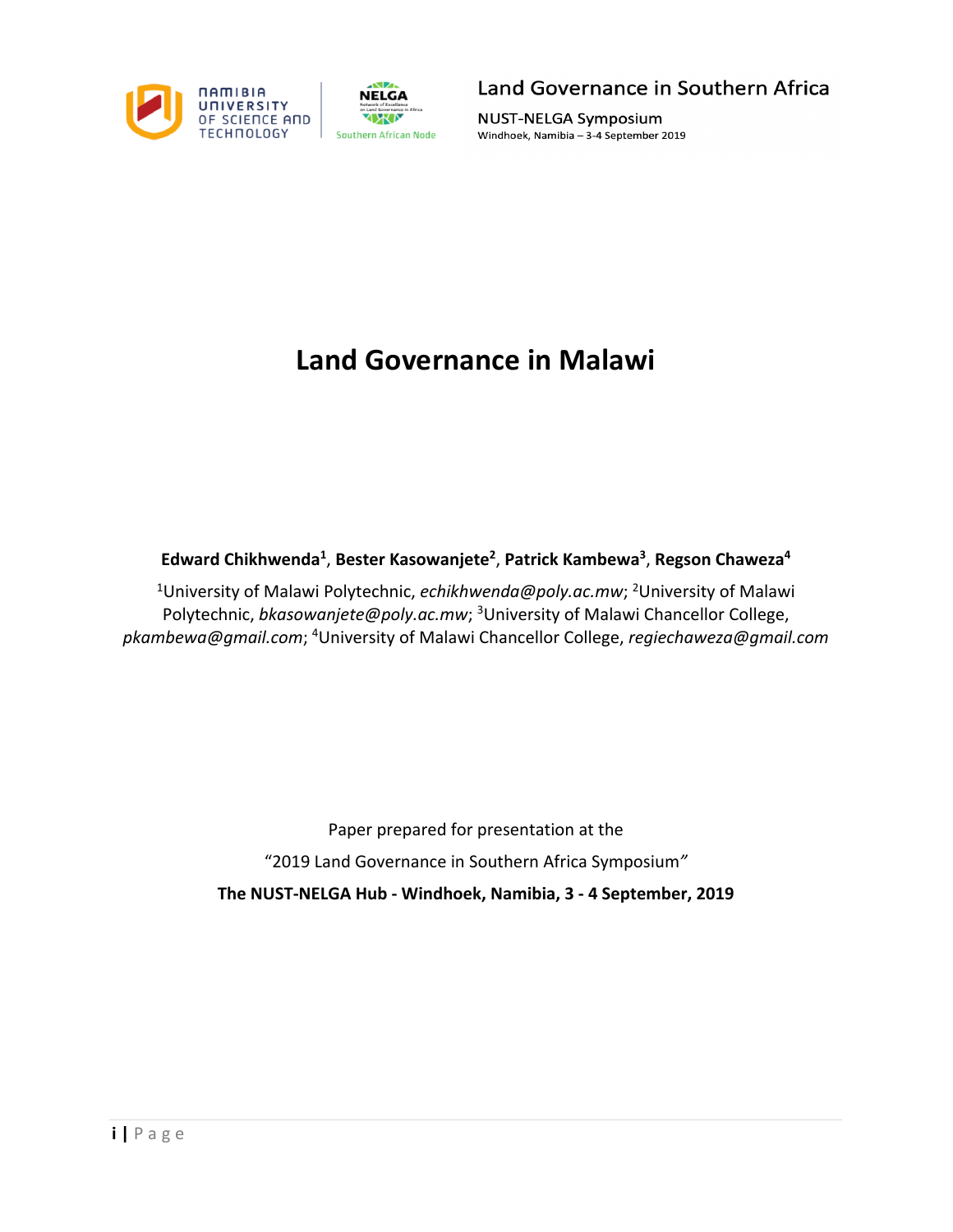# Land Governance in Malawi

**Edward Chikhwenda[1], Bester Kasowanjete[2], Patrick Kambewa[3], Regson Chaweza[4]**

[1]University of Malawi Polytechnic, *echikhwenda@poly.ac.mw*; [2]University of Malawi Polytechnic, *bkasowanjete@poly.ac.mw*; [3]University of Malawi Chancellor College, *pkambewa@gmail.com*; [4]University of Malawi Chancellor College, *regiechaweza@gmail.com*

Paper prepared for presentation at the

"2019 Land Governance in Southern Africa Symposium"

**The NUST-NELGA Hub - Windhoek, Namibia, 3 - 4 September, 2019**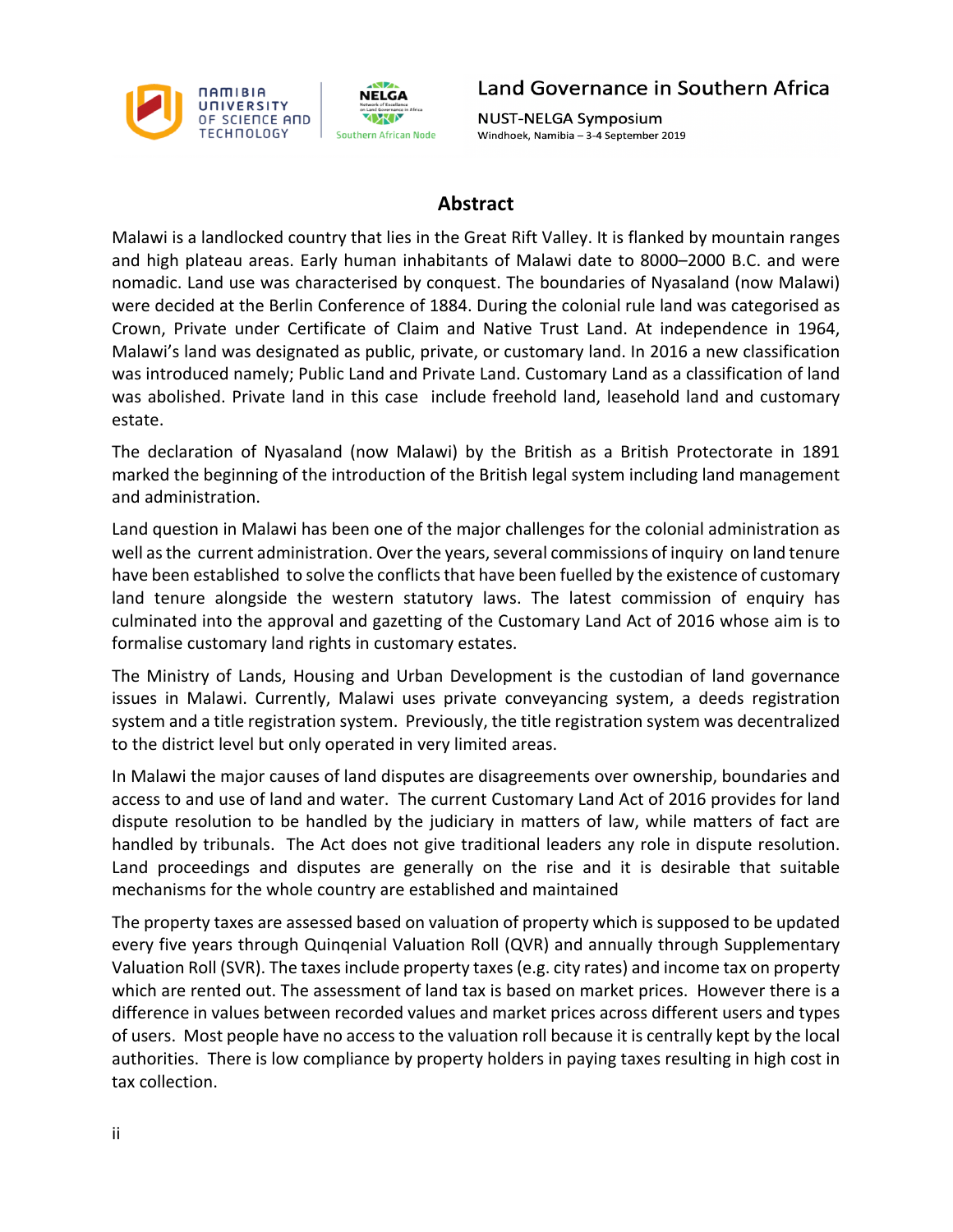## Abstract

Malawi is a landlocked country that lies in the Great Rift Valley. It is flanked by mountain ranges and high plateau areas. Early human inhabitants of Malawi date to 8000–2000 B.C. and were nomadic. Land use was characterised by conquest. The boundaries of Nyasaland (now Malawi) were decided at the Berlin Conference of 1884. During the colonial rule land was categorised as Crown, Private under Certificate of Claim and Native Trust Land. At independence in 1964, Malawi's land was designated as public, private, or customary land. In 2016 a new classification was introduced namely; Public Land and Private Land. Customary Land as a classification of land was abolished. Private land in this case include freehold land, leasehold land and customary estate.

The declaration of Nyasaland (now Malawi) by the British as a British Protectorate in 1891 marked the beginning of the introduction of the British legal system including land management and administration.

Land question in Malawi has been one of the major challenges for the colonial administration as well as the current administration. Over the years, several commissions of inquiry on land tenure have been established to solve the conflicts that have been fuelled by the existence of customary land tenure alongside the western statutory laws. The latest commission of enquiry has culminated into the approval and gazetting of the Customary Land Act of 2016 whose aim is to formalise customary land rights in customary estates.

The Ministry of Lands, Housing and Urban Development is the custodian of land governance issues in Malawi. Currently, Malawi uses private conveyancing system, a deeds registration system and a title registration system. Previously, the title registration system was decentralized to the district level but only operated in very limited areas.

In Malawi the major causes of land disputes are disagreements over ownership, boundaries and access to and use of land and water. The current Customary Land Act of 2016 provides for land dispute resolution to be handled by the judiciary in matters of law, while matters of fact are handled by tribunals. The Act does not give traditional leaders any role in dispute resolution. Land proceedings and disputes are generally on the rise and it is desirable that suitable mechanisms for the whole country are established and maintained

The property taxes are assessed based on valuation of property which is supposed to be updated every five years through Quinqenial Valuation Roll (QVR) and annually through Supplementary Valuation Roll (SVR). The taxes include property taxes (e.g. city rates) and income tax on property which are rented out. The assessment of land tax is based on market prices. However there is a difference in values between recorded values and market prices across different users and types of users. Most people have no access to the valuation roll because it is centrally kept by the local authorities. There is low compliance by property holders in paying taxes resulting in high cost in tax collection.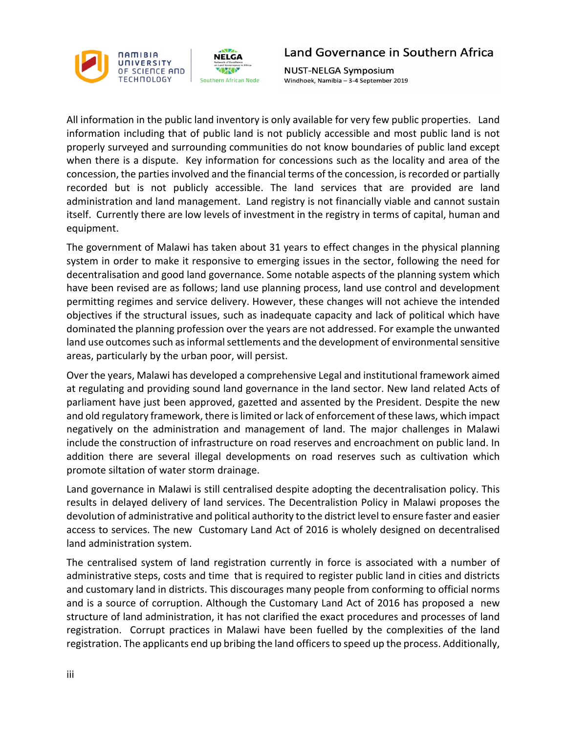All information in the public land inventory is only available for very few public properties. Land information including that of public land is not publicly accessible and most public land is not properly surveyed and surrounding communities do not know boundaries of public land except when there is a dispute. Key information for concessions such as the locality and area of the concession, the parties involved and the financial terms of the concession, is recorded or partially recorded but is not publicly accessible. The land services that are provided are land administration and land management. Land registry is not financially viable and cannot sustain itself. Currently there are low levels of investment in the registry in terms of capital, human and equipment.

The government of Malawi has taken about 31 years to effect changes in the physical planning system in order to make it responsive to emerging issues in the sector, following the need for decentralisation and good land governance. Some notable aspects of the planning system which have been revised are as follows; land use planning process, land use control and development permitting regimes and service delivery. However, these changes will not achieve the intended objectives if the structural issues, such as inadequate capacity and lack of political which have dominated the planning profession over the years are not addressed. For example the unwanted land use outcomes such as informal settlements and the development of environmental sensitive areas, particularly by the urban poor, will persist.

Over the years, Malawi has developed a comprehensive Legal and institutional framework aimed at regulating and providing sound land governance in the land sector. New land related Acts of parliament have just been approved, gazetted and assented by the President. Despite the new and old regulatory framework, there is limited or lack of enforcement of these laws, which impact negatively on the administration and management of land. The major challenges in Malawi include the construction of infrastructure on road reserves and encroachment on public land. In addition there are several illegal developments on road reserves such as cultivation which promote siltation of water storm drainage.

Land governance in Malawi is still centralised despite adopting the decentralisation policy. This results in delayed delivery of land services. The Decentralistion Policy in Malawi proposes the devolution of administrative and political authority to the district level to ensure faster and easier access to services. The new Customary Land Act of 2016 is wholely designed on decentralised land administration system.

The centralised system of land registration currently in force is associated with a number of administrative steps, costs and time that is required to register public land in cities and districts and customary land in districts. This discourages many people from conforming to official norms and is a source of corruption. Although the Customary Land Act of 2016 has proposed a new structure of land administration, it has not clarified the exact procedures and processes of land registration. Corrupt practices in Malawi have been fuelled by the complexities of the land registration. The applicants end up bribing the land officers to speed up the process. Additionally,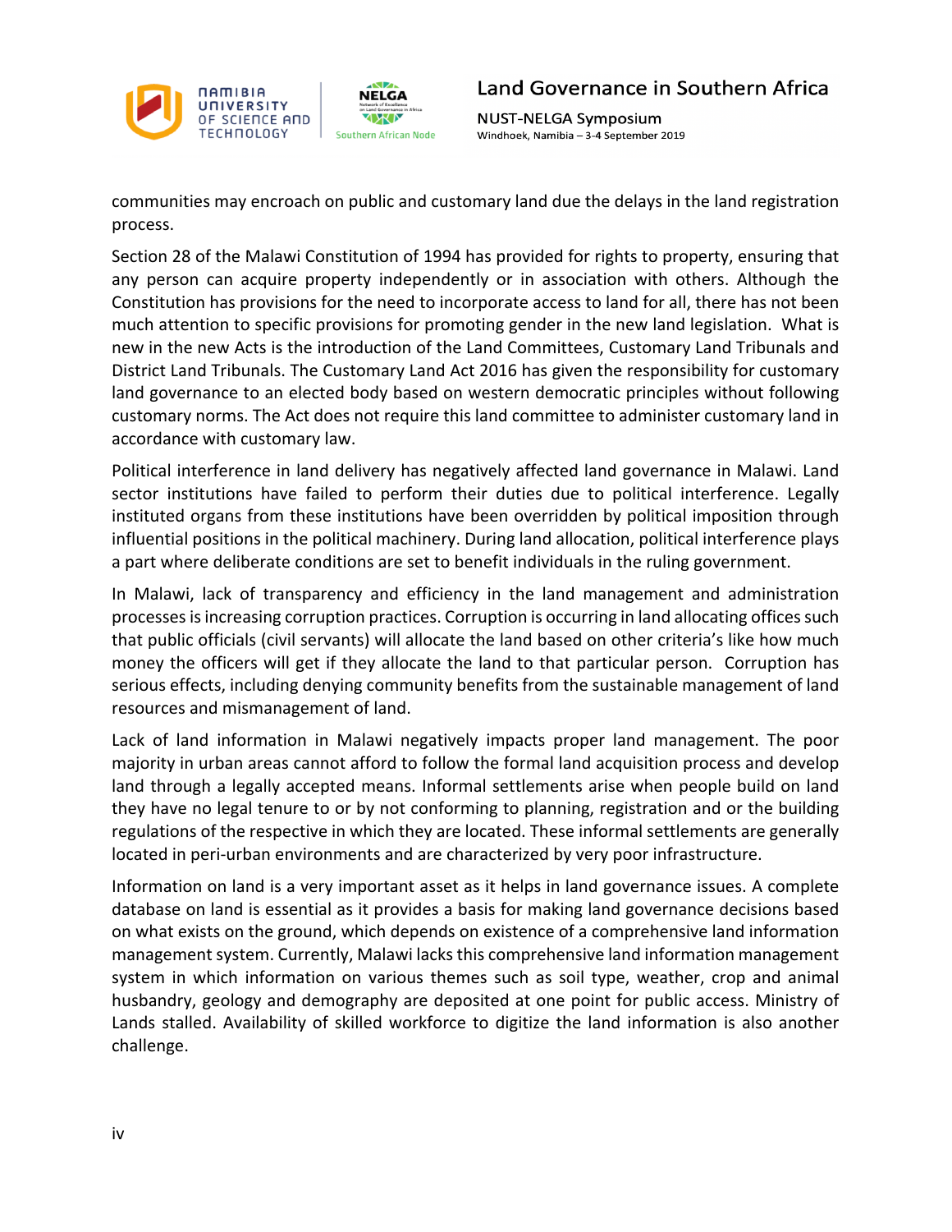communities may encroach on public and customary land due the delays in the land registration process.

Section 28 of the Malawi Constitution of 1994 has provided for rights to property, ensuring that any person can acquire property independently or in association with others. Although the Constitution has provisions for the need to incorporate access to land for all, there has not been much attention to specific provisions for promoting gender in the new land legislation. What is new in the new Acts is the introduction of the Land Committees, Customary Land Tribunals and District Land Tribunals. The Customary Land Act 2016 has given the responsibility for customary land governance to an elected body based on western democratic principles without following customary norms. The Act does not require this land committee to administer customary land in accordance with customary law.

Political interference in land delivery has negatively affected land governance in Malawi. Land sector institutions have failed to perform their duties due to political interference. Legally instituted organs from these institutions have been overridden by political imposition through influential positions in the political machinery. During land allocation, political interference plays a part where deliberate conditions are set to benefit individuals in the ruling government.

In Malawi, lack of transparency and efficiency in the land management and administration processes is increasing corruption practices. Corruption is occurring in land allocating offices such that public officials (civil servants) will allocate the land based on other criteria's like how much money the officers will get if they allocate the land to that particular person. Corruption has serious effects, including denying community benefits from the sustainable management of land resources and mismanagement of land.

Lack of land information in Malawi negatively impacts proper land management. The poor majority in urban areas cannot afford to follow the formal land acquisition process and develop land through a legally accepted means. Informal settlements arise when people build on land they have no legal tenure to or by not conforming to planning, registration and or the building regulations of the respective in which they are located. These informal settlements are generally located in peri-urban environments and are characterized by very poor infrastructure.

Information on land is a very important asset as it helps in land governance issues. A complete database on land is essential as it provides a basis for making land governance decisions based on what exists on the ground, which depends on existence of a comprehensive land information management system. Currently, Malawi lacks this comprehensive land information management system in which information on various themes such as soil type, weather, crop and animal husbandry, geology and demography are deposited at one point for public access. Ministry of Lands stalled. Availability of skilled workforce to digitize the land information is also another challenge.